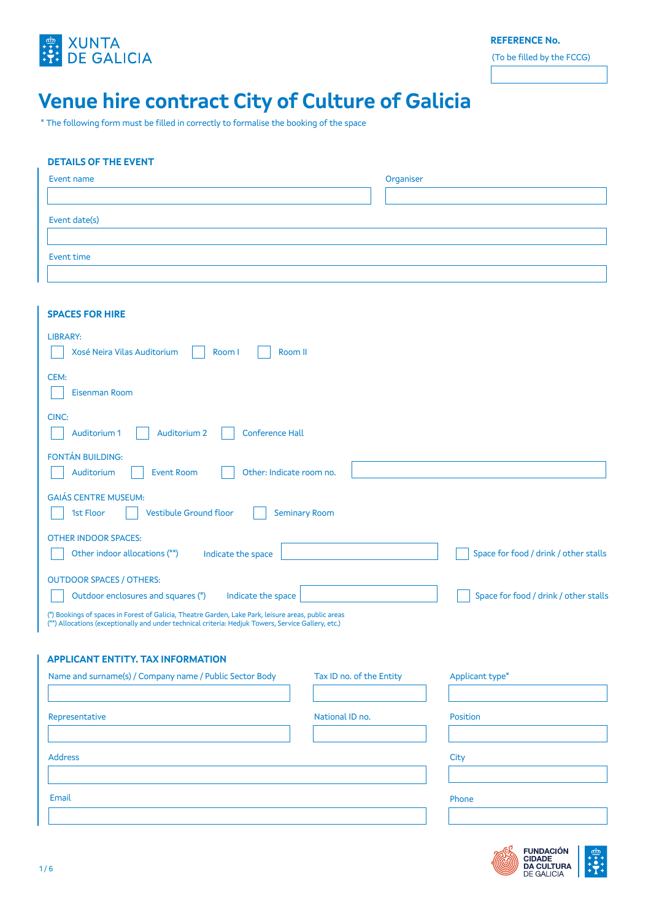XUNTA DE GALICIA

**REFERENCE No.**

(To be filled by the FCCG)

# Venue hire contract City of Culture of Galicia

\* The following form must be filled in correctly to formalise the booking of the space

## DETAILS OF THE EVENT

Event name

Organiser

Event date(s)

Event time

## SPACES FOR HIRE

LIBRARY:

- [ ] Xosé Neira Vilas Auditorium
- [ ] Room I
- [ ] Room II

CEM:

- [ ] Eisenman Room

CINC:

- [ ] Auditorium 1
- [ ] Auditorium 2
- [ ] Conference Hall

FONTÁN BUILDING:

- [ ] Auditorium
- [ ] Event Room
- [ ] Other: Indicate room no.

GAIÁS CENTRE MUSEUM:

- [ ] 1st Floor
- [ ] Vestibule Ground floor
- [ ] Seminary Room

OTHER INDOOR SPACES:

- [ ] Other indoor allocations (**) Indicate the space
- [ ] Space for food / drink / other stalls

OUTDOOR SPACES / OTHERS:

- [ ] Outdoor enclosures and squares (*) Indicate the space
- [ ] Space for food / drink / other stalls

(*) Bookings of spaces in Forest of Galicia, Theatre Garden, Lake Park, leisure areas, public areas
(**) Allocations (exceptionally and under technical criteria: Hedjuk Towers, Service Gallery, etc.)

## APPLICANT ENTITY. TAX INFORMATION

Name and surname(s) / Company name / Public Sector Body

Tax ID no. of the Entity

Applicant type*

Representative

National ID no.

Position

Address

City

Email

Phone

FUNDACIÓN CIDADE DA CULTURA DE GALICIA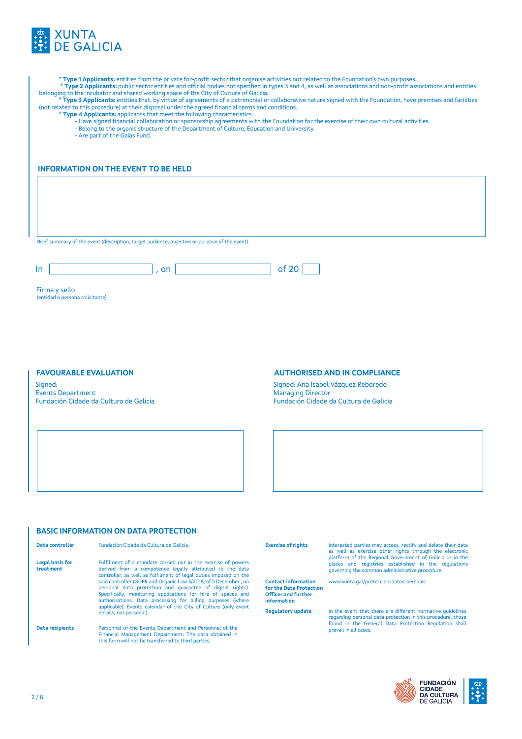* **Type 1 Applicants:** entities from the private for-profit sector that organise activities not related to the Foundation's own purposes.

* **Type 2 Applicants:** public sector entities and official bodies not specified in types 3 and 4, as well as associations and non-profit associations and entities belonging to the incubator and shared working space of the City of Culture of Galicia.

* **Type 3 Applicants:** entities that, by virtue of agreements of a patrimonial or collaborative nature signed with the Foundation, have premises and facilities (not related to this procedure) at their disposal under the agreed financial terms and conditions.

* **Type 4 Applicants:** applicants that meet the following characteristics:
    - Have signed financial collaboration or sponsorship agreements with the Foundation for the exercise of their own cultural activities.
    - Belong to the organic structure of the Department of Culture, Education and University.
    - Are part of the Gaiás Fund.

## INFORMATION ON THE EVENT TO BE HELD

Brief summary of the event (description, target audience, objective or purpose of the event).

In ______________ , on ______________ of 20 ____

Firma y sello
(entidad o persona solicitante)

## FAVOURABLE EVALUATION

Signed:
Events Department
Fundación Cidade da Cultura de Galicia

## AUTHORISED AND IN COMPLIANCE

Signed: Ana Isabel Vázquez Reboredo
Managing Director
Fundación Cidade da Cultura de Galicia

## BASIC INFORMATION ON DATA PROTECTION

| | |
|---|---|
| **Data controller** | Fundación Cidade da Cultura de Galicia. |
| **Legal basis for treatment** | Fulfilment of a mandate carried out in the exercise of powers derived from a competence legally attributed to the data controller, as well as fulfilment of legal duties imposed on the said controller (GDPR and Organic Law 3/2018, of 5 December , on personal data protection and guarantee of digital rights). Specifically, monitoring applications for hire of spaces and authorisations. Data processing for billing purposes (where applicable). Events calendar of the City of Culture (only event details, not personal). |
| **Data recipients** | Personnel of the Events Department and Personnel of the Financial Management Department. The data obtained in this form will not be transferred to third parties. |
| **Exercise of rights** | Interested parties may access, rectify and delete their data as well as exercise other rights through the electronic platform of the Regional Government of Galicia or in the places and registries established in the regulations governing the common administrative procedure. |
| **Contact information for the Data Protection Officer and further information** | www.xunta.gal/proteccion-datos-persoais |
| **Regulatory update** | In the event that there are different normative guidelines regarding personal data protection in this procedure, those found in the General Data Protection Regulation shall prevail in all cases. |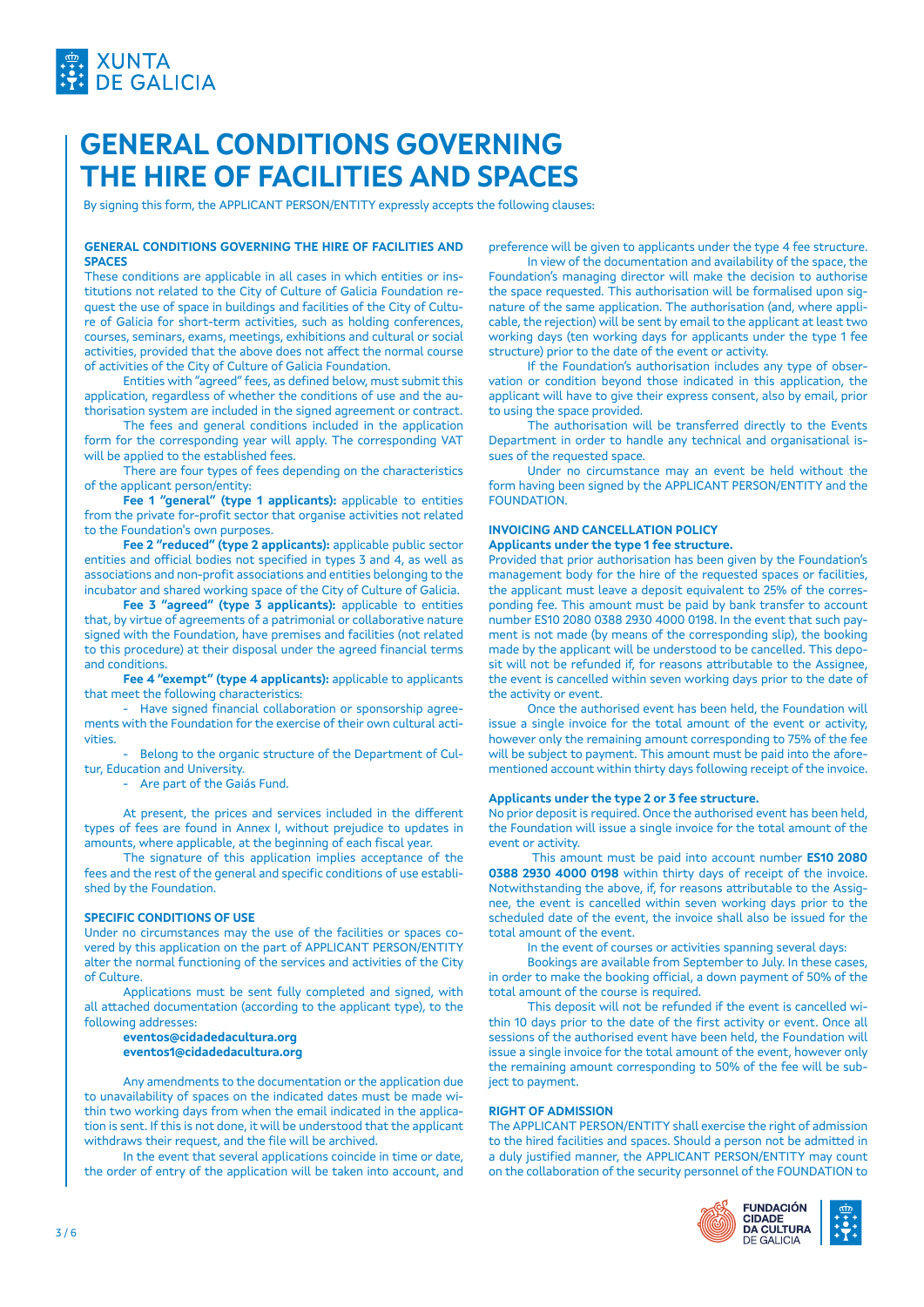# GENERAL CONDITIONS GOVERNING THE HIRE OF FACILITIES AND SPACES

By signing this form, the APPLICANT PERSON/ENTITY expressly accepts the following clauses:

## GENERAL CONDITIONS GOVERNING THE HIRE OF FACILITIES AND SPACES

These conditions are applicable in all cases in which entities or institutions not related to the City of Culture of Galicia Foundation request the use of space in buildings and facilities of the City of Culture of Galicia for short-term activities, such as holding conferences, courses, seminars, exams, meetings, exhibitions and cultural or social activities, provided that the above does not affect the normal course of activities of the City of Culture of Galicia Foundation.

Entities with "agreed" fees, as defined below, must submit this application, regardless of whether the conditions of use and the authorisation system are included in the signed agreement or contract.

The fees and general conditions included in the application form for the corresponding year will apply. The corresponding VAT will be applied to the established fees.

There are four types of fees depending on the characteristics of the applicant person/entity:

**Fee 1 "general" (type 1 applicants):** applicable to entities from the private for-profit sector that organise activities not related to the Foundation's own purposes.

**Fee 2 "reduced" (type 2 applicants):** applicable public sector entities and official bodies not specified in types 3 and 4, as well as associations and non-profit associations and entities belonging to the incubator and shared working space of the City of Culture of Galicia.

**Fee 3 "agreed" (type 3 applicants):** applicable to entities that, by virtue of agreements of a patrimonial or collaborative nature signed with the Foundation, have premises and facilities (not related to this procedure) at their disposal under the agreed financial terms and conditions.

**Fee 4 "exempt" (type 4 applicants):** applicable to applicants that meet the following characteristics:

- Have signed financial collaboration or sponsorship agreements with the Foundation for the exercise of their own cultural activities.
- Belong to the organic structure of the Department of Cultur, Education and University.
- Are part of the Gaiás Fund.

At present, the prices and services included in the different types of fees are found in Annex I, without prejudice to updates in amounts, where applicable, at the beginning of each fiscal year.

The signature of this application implies acceptance of the fees and the rest of the general and specific conditions of use established by the Foundation.

## SPECIFIC CONDITIONS OF USE

Under no circumstances may the use of the facilities or spaces covered by this application on the part of APPLICANT PERSON/ENTITY alter the normal functioning of the services and activities of the City of Culture.

Applications must be sent fully completed and signed, with all attached documentation (according to the applicant type), to the following addresses:

**eventos@cidadedacultura.org**
**eventos1@cidadedacultura.org**

Any amendments to the documentation or the application due to unavailability of spaces on the indicated dates must be made within two working days from when the email indicated in the application is sent. If this is not done, it will be understood that the applicant withdraws their request, and the file will be archived.

In the event that several applications coincide in time or date, the order of entry of the application will be taken into account, and preference will be given to applicants under the type 4 fee structure.

In view of the documentation and availability of the space, the Foundation's managing director will make the decision to authorise the space requested. This authorisation will be formalised upon signature of the same application. The authorisation (and, where applicable, the rejection) will be sent by email to the applicant at least two working days (ten working days for applicants under the type 1 fee structure) prior to the date of the event or activity.

If the Foundation's authorisation includes any type of observation or condition beyond those indicated in this application, the applicant will have to give their express consent, also by email, prior to using the space provided.

The authorisation will be transferred directly to the Events Department in order to handle any technical and organisational issues of the requested space.

Under no circumstance may an event be held without the form having been signed by the APPLICANT PERSON/ENTITY and the FOUNDATION.

## INVOICING AND CANCELLATION POLICY

**Applicants under the type 1 fee structure.**

Provided that prior authorisation has been given by the Foundation's management body for the hire of the requested spaces or facilities, the applicant must leave a deposit equivalent to 25% of the corresponding fee. This amount must be paid by bank transfer to account number ES10 2080 0388 2930 4000 0198. In the event that such payment is not made (by means of the corresponding slip), the booking made by the applicant will be understood to be cancelled. This deposit will not be refunded if, for reasons attributable to the Assignee, the event is cancelled within seven working days prior to the date of the activity or event.

Once the authorised event has been held, the Foundation will issue a single invoice for the total amount of the event or activity, however only the remaining amount corresponding to 75% of the fee will be subject to payment. This amount must be paid into the aforementioned account within thirty days following receipt of the invoice.

**Applicants under the type 2 or 3 fee structure.**

No prior deposit is required. Once the authorised event has been held, the Foundation will issue a single invoice for the total amount of the event or activity.

This amount must be paid into account number **ES10 2080 0388 2930 4000 0198** within thirty days of receipt of the invoice. Notwithstanding the above, if, for reasons attributable to the Assignee, the event is cancelled within seven working days prior to the scheduled date of the event, the invoice shall also be issued for the total amount of the event.

In the event of courses or activities spanning several days:

Bookings are available from September to July. In these cases, in order to make the booking official, a down payment of 50% of the total amount of the course is required.

This deposit will not be refunded if the event is cancelled within 10 days prior to the date of the first activity or event. Once all sessions of the authorised event have been held, the Foundation will issue a single invoice for the total amount of the event, however only the remaining amount corresponding to 50% of the fee will be subject to payment.

## RIGHT OF ADMISSION

The APPLICANT PERSON/ENTITY shall exercise the right of admission to the hired facilities and spaces. Should a person not be admitted in a duly justified manner, the APPLICANT PERSON/ENTITY may count on the collaboration of the security personnel of the FOUNDATION to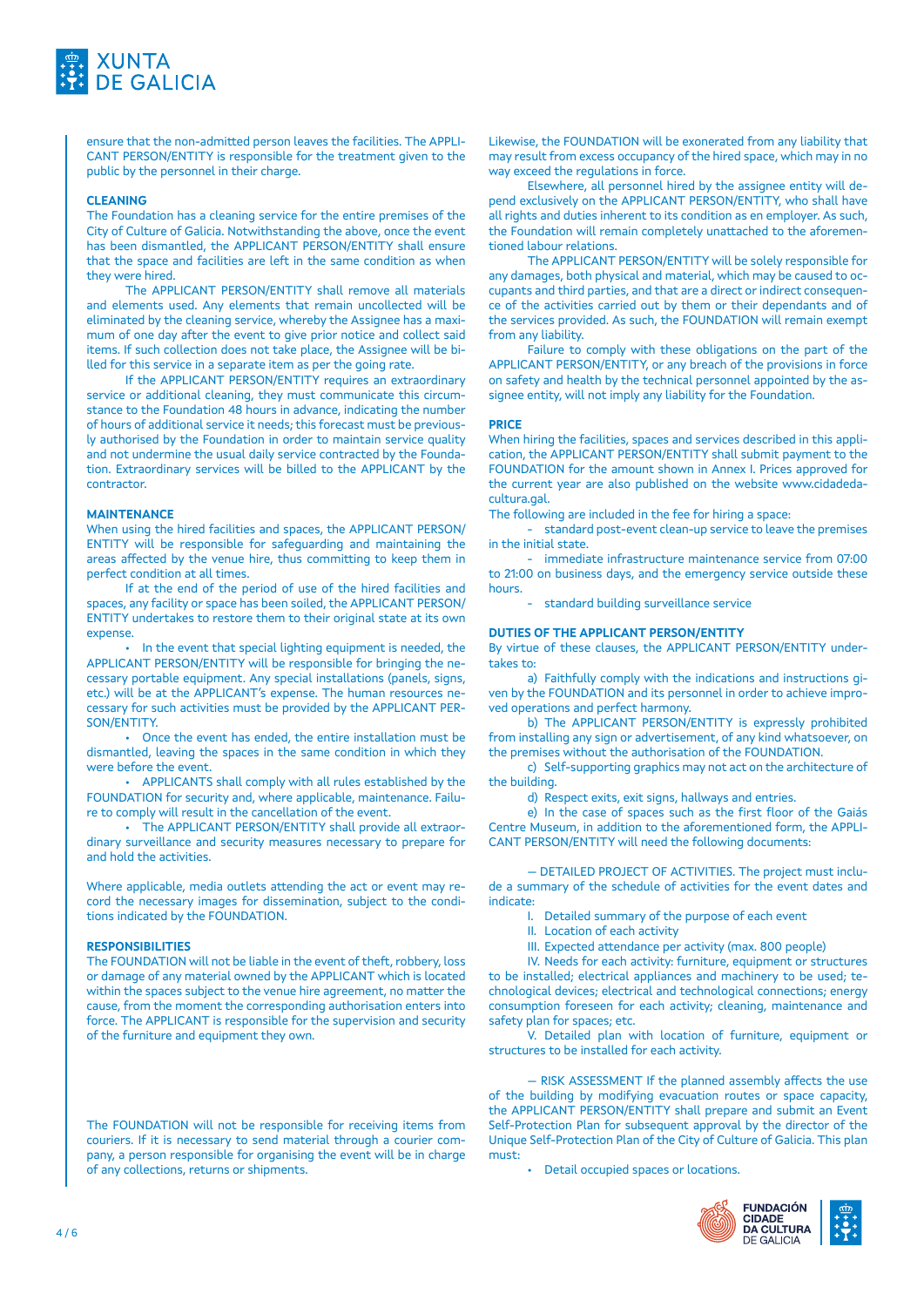ensure that the non-admitted person leaves the facilities. The APPLICANT PERSON/ENTITY is responsible for the treatment given to the public by the personnel in their charge.

**CLEANING**

The Foundation has a cleaning service for the entire premises of the City of Culture of Galicia. Notwithstanding the above, once the event has been dismantled, the APPLICANT PERSON/ENTITY shall ensure that the space and facilities are left in the same condition as when they were hired.

The APPLICANT PERSON/ENTITY shall remove all materials and elements used. Any elements that remain uncollected will be eliminated by the cleaning service, whereby the Assignee has a maximum of one day after the event to give prior notice and collect said items. If such collection does not take place, the Assignee will be billed for this service in a separate item as per the going rate.

If the APPLICANT PERSON/ENTITY requires an extraordinary service or additional cleaning, they must communicate this circumstance to the Foundation 48 hours in advance, indicating the number of hours of additional service it needs; this forecast must be previously authorised by the Foundation in order to maintain service quality and not undermine the usual daily service contracted by the Foundation. Extraordinary services will be billed to the APPLICANT by the contractor.

**MAINTENANCE**

When using the hired facilities and spaces, the APPLICANT PERSON/ENTITY will be responsible for safeguarding and maintaining the areas affected by the venue hire, thus committing to keep them in perfect condition at all times.

If at the end of the period of use of the hired facilities and spaces, any facility or space has been soiled, the APPLICANT PERSON/ENTITY undertakes to restore them to their original state at its own expense.

- In the event that special lighting equipment is needed, the APPLICANT PERSON/ENTITY will be responsible for bringing the necessary portable equipment. Any special installations (panels, signs, etc.) will be at the APPLICANT's expense. The human resources necessary for such activities must be provided by the APPLICANT PERSON/ENTITY.
- Once the event has ended, the entire installation must be dismantled, leaving the spaces in the same condition in which they were before the event.
- APPLICANTS shall comply with all rules established by the FOUNDATION for security and, where applicable, maintenance. Failure to comply will result in the cancellation of the event.
- The APPLICANT PERSON/ENTITY shall provide all extraordinary surveillance and security measures necessary to prepare for and hold the activities.

Where applicable, media outlets attending the act or event may record the necessary images for dissemination, subject to the conditions indicated by the FOUNDATION.

**RESPONSIBILITIES**

The FOUNDATION will not be liable in the event of theft, robbery, loss or damage of any material owned by the APPLICANT which is located within the spaces subject to the venue hire agreement, no matter the cause, from the moment the corresponding authorisation enters into force. The APPLICANT is responsible for the supervision and security of the furniture and equipment they own.

The FOUNDATION will not be responsible for receiving items from couriers. If it is necessary to send material through a courier company, a person responsible for organising the event will be in charge of any collections, returns or shipments.

Likewise, the FOUNDATION will be exonerated from any liability that may result from excess occupancy of the hired space, which may in no way exceed the regulations in force.

Elsewhere, all personnel hired by the assignee entity will depend exclusively on the APPLICANT PERSON/ENTITY, who shall have all rights and duties inherent to its condition as en employer. As such, the Foundation will remain completely unattached to the aforementioned labour relations.

The APPLICANT PERSON/ENTITY will be solely responsible for any damages, both physical and material, which may be caused to occupants and third parties, and that are a direct or indirect consequence of the activities carried out by them or their dependants and of the services provided. As such, the FOUNDATION will remain exempt from any liability.

Failure to comply with these obligations on the part of the APPLICANT PERSON/ENTITY, or any breach of the provisions in force on safety and health by the technical personnel appointed by the assignee entity, will not imply any liability for the Foundation.

**PRICE**

When hiring the facilities, spaces and services described in this application, the APPLICANT PERSON/ENTITY shall submit payment to the FOUNDATION for the amount shown in Annex I. Prices approved for the current year are also published on the website www.cidadedacultura.gal.

The following are included in the fee for hiring a space:

- standard post-event clean-up service to leave the premises in the initial state.
- immediate infrastructure maintenance service from 07:00 to 21:00 on business days, and the emergency service outside these hours.
- standard building surveillance service

**DUTIES OF THE APPLICANT PERSON/ENTITY**

By virtue of these clauses, the APPLICANT PERSON/ENTITY undertakes to:

a) Faithfully comply with the indications and instructions given by the FOUNDATION and its personnel in order to achieve improved operations and perfect harmony.

b) The APPLICANT PERSON/ENTITY is expressly prohibited from installing any sign or advertisement, of any kind whatsoever, on the premises without the authorisation of the FOUNDATION.

c) Self-supporting graphics may not act on the architecture of the building.

d) Respect exits, exit signs, hallways and entries.

e) In the case of spaces such as the first floor of the Gaiás Centre Museum, in addition to the aforementioned form, the APPLICANT PERSON/ENTITY will need the following documents:

— DETAILED PROJECT OF ACTIVITIES. The project must include a summary of the schedule of activities for the event dates and indicate:

I. Detailed summary of the purpose of each event

II. Location of each activity

III. Expected attendance per activity (max. 800 people)

IV. Needs for each activity: furniture, equipment or structures to be installed; electrical appliances and machinery to be used; technological devices; electrical and technological connections; energy consumption foreseen for each activity; cleaning, maintenance and safety plan for spaces; etc.

V. Detailed plan with location of furniture, equipment or structures to be installed for each activity.

— RISK ASSESSMENT If the planned assembly affects the use of the building by modifying evacuation routes or space capacity, the APPLICANT PERSON/ENTITY shall prepare and submit an Event Self-Protection Plan for subsequent approval by the director of the Unique Self-Protection Plan of the City of Culture of Galicia. This plan must:

- Detail occupied spaces or locations.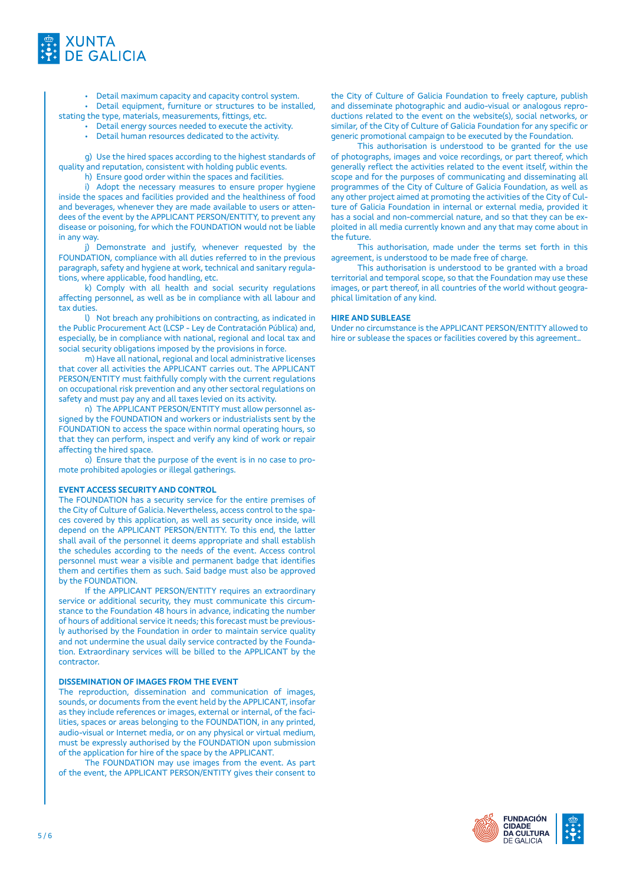- Detail maximum capacity and capacity control system.
- Detail equipment, furniture or structures to be installed, stating the type, materials, measurements, fittings, etc.
- Detail energy sources needed to execute the activity.
- Detail human resources dedicated to the activity.

g) Use the hired spaces according to the highest standards of quality and reputation, consistent with holding public events.

h) Ensure good order within the spaces and facilities.

i) Adopt the necessary measures to ensure proper hygiene inside the spaces and facilities provided and the healthiness of food and beverages, whenever they are made available to users or attendees of the event by the APPLICANT PERSON/ENTITY, to prevent any disease or poisoning, for which the FOUNDATION would not be liable in any way.

j) Demonstrate and justify, whenever requested by the FOUNDATION, compliance with all duties referred to in the previous paragraph, especially at work, technical and sanitary regulations, where applicable, food handling, etc.

k) Comply with all health and social security regulations affecting personnel, as well as be in compliance with all labour and tax duties.

l) Not breach any prohibitions on contracting, as indicated in the Public Procurement Act (LCSP - Ley de Contratación Pública) and, especially, be in compliance with national, regional and local tax and social security obligations imposed by the provisions in force.

m) Have all national, regional and local administrative licenses that cover all activities the APPLICANT carries out. The APPLICANT PERSON/ENTITY must faithfully comply with the current regulations on occupational risk prevention and any other sectoral regulations on safety and must pay any and all taxes levied on its activity.

n) The APPLICANT PERSON/ENTITY must allow personnel assigned by the FOUNDATION and workers or industrialists sent by the FOUNDATION to access the space within normal operating hours, so that they can perform, inspect and verify any kind of work or repair affecting the hired space.

o) Ensure that the purpose of the event is in no case to promote prohibited apologies or illegal gatherings.

**EVENT ACCESS SECURITY AND CONTROL**

The FOUNDATION has a security service for the entire premises of the City of Culture of Galicia. Nevertheless, access control to the spaces covered by this application, as well as security once inside, will depend on the APPLICANT PERSON/ENTITY. To this end, the latter shall avail of the personnel it deems appropriate and shall establish the schedules according to the needs of the event. Access control personnel must wear a visible and permanent badge that identifies them and certifies them as such. Said badge must also be approved by the FOUNDATION.

If the APPLICANT PERSON/ENTITY requires an extraordinary service or additional security, they must communicate this circumstance to the Foundation 48 hours in advance, indicating the number of hours of additional service it needs; this forecast must be previously authorised by the Foundation in order to maintain service quality and not undermine the usual daily service contracted by the Foundation. Extraordinary services will be billed to the APPLICANT by the contractor.

**DISSEMINATION OF IMAGES FROM THE EVENT**

The reproduction, dissemination and communication of images, sounds, or documents from the event held by the APPLICANT, insofar as they include references or images, external or internal, of the facilities, spaces or areas belonging to the FOUNDATION, in any printed, audio-visual or Internet media, or on any physical or virtual medium, must be expressly authorised by the FOUNDATION upon submission of the application for hire of the space by the APPLICANT.

The FOUNDATION may use images from the event. As part of the event, the APPLICANT PERSON/ENTITY gives their consent to the City of Culture of Galicia Foundation to freely capture, publish and disseminate photographic and audio-visual or analogous reproductions related to the event on the website(s), social networks, or similar, of the City of Culture of Galicia Foundation for any specific or generic promotional campaign to be executed by the Foundation.

This authorisation is understood to be granted for the use of photographs, images and voice recordings, or part thereof, which generally reflect the activities related to the event itself, within the scope and for the purposes of communicating and disseminating all programmes of the City of Culture of Galicia Foundation, as well as any other project aimed at promoting the activities of the City of Culture of Galicia Foundation in internal or external media, provided it has a social and non-commercial nature, and so that they can be exploited in all media currently known and any that may come about in the future.

This authorisation, made under the terms set forth in this agreement, is understood to be made free of charge.

This authorisation is understood to be granted with a broad territorial and temporal scope, so that the Foundation may use these images, or part thereof, in all countries of the world without geographical limitation of any kind.

**HIRE AND SUBLEASE**

Under no circumstance is the APPLICANT PERSON/ENTITY allowed to hire or sublease the spaces or facilities covered by this agreement..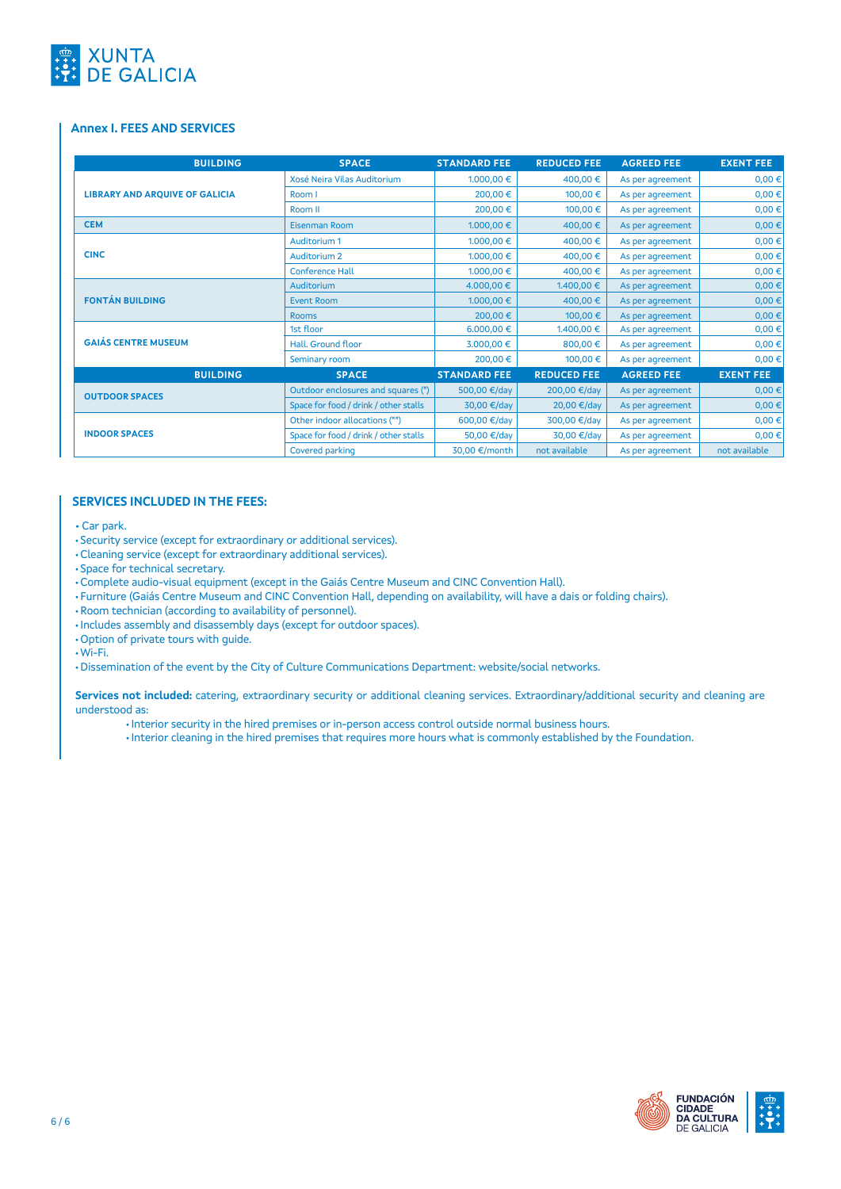## Annex I. FEES AND SERVICES

| BUILDING | SPACE | STANDARD FEE | REDUCED FEE | AGREED FEE | EXENT FEE |
|---|---|---|---|---|---|
| LIBRARY AND ARQUIVE OF GALICIA | Xosé Neira Vilas Auditorium | 1.000,00 € | 400,00 € | As per agreement | 0,00 € |
| | Room I | 200,00 € | 100,00 € | As per agreement | 0,00 € |
| | Room II | 200,00 € | 100,00 € | As per agreement | 0,00 € |
| CEM | Eisenman Room | 1.000,00 € | 400,00 € | As per agreement | 0,00 € |
| CINC | Auditorium 1 | 1.000,00 € | 400,00 € | As per agreement | 0,00 € |
| | Auditorium 2 | 1.000,00 € | 400,00 € | As per agreement | 0,00 € |
| | Conference Hall | 1.000,00 € | 400,00 € | As per agreement | 0,00 € |
| FONTÁN BUILDING | Auditorium | 4.000,00 € | 1.400,00 € | As per agreement | 0,00 € |
| | Event Room | 1.000,00 € | 400,00 € | As per agreement | 0,00 € |
| | Rooms | 200,00 € | 100,00 € | As per agreement | 0,00 € |
| GAIÁS CENTRE MUSEUM | 1st floor | 6.000,00 € | 1.400,00 € | As per agreement | 0,00 € |
| | Hall. Ground floor | 3.000,00 € | 800,00 € | As per agreement | 0,00 € |
| | Seminary room | 200,00 € | 100,00 € | As per agreement | 0,00 € |
| **BUILDING** | **SPACE** | **STANDARD FEE** | **REDUCED FEE** | **AGREED FEE** | **EXENT FEE** |
| OUTDOOR SPACES | Outdoor enclosures and squares (*) | 500,00 €/day | 200,00 €/day | As per agreement | 0,00 € |
| | Space for food / drink / other stalls | 30,00 €/day | 20,00 €/day | As per agreement | 0,00 € |
| INDOOR SPACES | Other indoor allocations (**) | 600,00 €/day | 300,00 €/day | As per agreement | 0,00 € |
| | Space for food / drink / other stalls | 50,00 €/day | 30,00 €/day | As per agreement | 0,00 € |
| | Covered parking | 30,00 €/month | not available | As per agreement | not available |

## SERVICES INCLUDED IN THE FEES:

- Car park.
- Security service (except for extraordinary or additional services).
- Cleaning service (except for extraordinary additional services).
- Space for technical secretary.
- Complete audio-visual equipment (except in the Gaiás Centre Museum and CINC Convention Hall).
- Furniture (Gaiás Centre Museum and CINC Convention Hall, depending on availability, will have a dais or folding chairs).
- Room technician (according to availability of personnel).
- Includes assembly and disassembly days (except for outdoor spaces).
- Option of private tours with guide.
- Wi-Fi.
- Dissemination of the event by the City of Culture Communications Department: website/social networks.

**Services not included:** catering, extraordinary security or additional cleaning services. Extraordinary/additional security and cleaning are understood as:

- Interior security in the hired premises or in-person access control outside normal business hours.
- Interior cleaning in the hired premises that requires more hours what is commonly established by the Foundation.